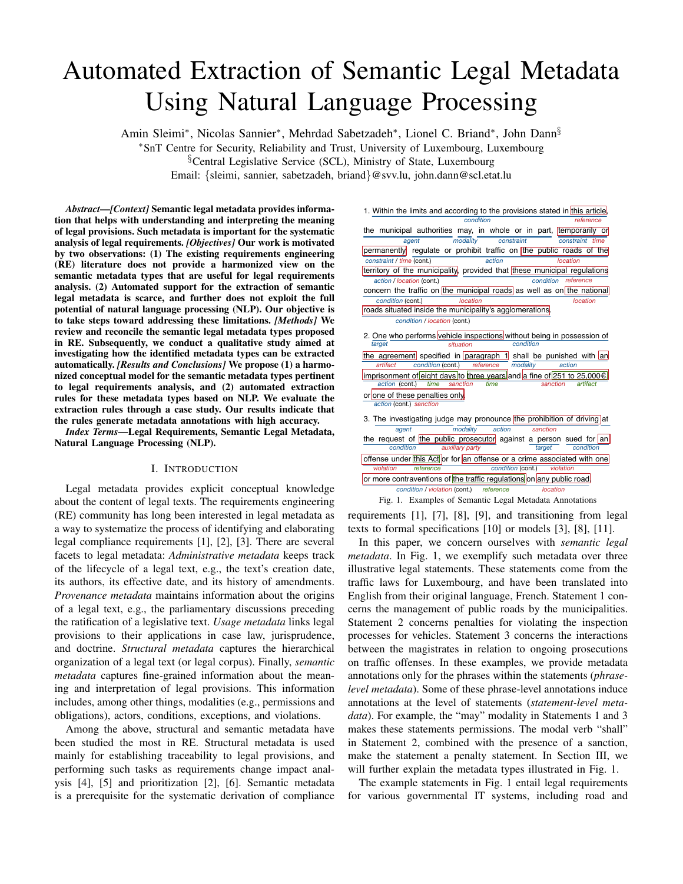# Automated Extraction of Semantic Legal Metadata Using Natural Language Processing

Amin Sleimi[*], Nicolas Sannier[*], Mehrdad Sabetzadeh[*], Lionel C. Briand[*], John Dann[§]

[*]SnT Centre for Security, Reliability and Trust, University of Luxembourg, Luxembourg

[§]Central Legislative Service (SCL), Ministry of State, Luxembourg

Email: {sleimi, sannier, sabetzadeh, briand}@svv.lu, john.dann@scl.etat.lu

***Abstract*—*[Context]* Semantic legal metadata provides information that helps with understanding and interpreting the meaning of legal provisions. Such metadata is important for the systematic analysis of legal requirements. *[Objectives]* Our work is motivated by two observations: (1) The existing requirements engineering (RE) literature does not provide a harmonized view on the semantic metadata types that are useful for legal requirements analysis. (2) Automated support for the extraction of semantic legal metadata is scarce, and further does not exploit the full potential of natural language processing (NLP). Our objective is to take steps toward addressing these limitations. *[Methods]* We review and reconcile the semantic legal metadata types proposed in RE. Subsequently, we conduct a qualitative study aimed at investigating how the identified metadata types can be extracted automatically. *[Results and Conclusions]* We propose (1) a harmonized conceptual model for the semantic metadata types pertinent to legal requirements analysis, and (2) automated extraction rules for these metadata types based on NLP. We evaluate the extraction rules through a case study. Our results indicate that the rules generate metadata annotations with high accuracy.**

***Index Terms*—Legal Requirements, Semantic Legal Metadata, Natural Language Processing (NLP).**

## I. Introduction

Legal metadata provides explicit conceptual knowledge about the content of legal texts. The requirements engineering (RE) community has long been interested in legal metadata as a way to systematize the process of identifying and elaborating legal compliance requirements [1], [2], [3]. There are several facets to legal metadata: *Administrative metadata* keeps track of the lifecycle of a legal text, e.g., the text's creation date, its authors, its effective date, and its history of amendments. *Provenance metadata* maintains information about the origins of a legal text, e.g., the parliamentary discussions preceding the ratification of a legislative text. *Usage metadata* links legal provisions to their applications in case law, jurisprudence, and doctrine. *Structural metadata* captures the hierarchical organization of a legal text (or legal corpus). Finally, *semantic metadata* captures fine-grained information about the meaning and interpretation of legal provisions. This information includes, among other things, modalities (e.g., permissions and obligations), actors, conditions, exceptions, and violations.

Among the above, structural and semantic metadata have been studied the most in RE. Structural metadata is used mainly for establishing traceability to legal provisions, and performing such tasks as requirements change impact analysis [4], [5] and prioritization [2], [6]. Semantic metadata is a prerequisite for the systematic derivation of compliance

1. Within the limits and according to the provisions stated in [this article]*(reference)*, *(condition)* [the municipal authorities]*(agent)* [may]*(modality)*, [in whole or in part]*(constraint)*, [temporarily or permanently]*(constraint / time)* [regulate or prohibit traffic]*(action)* on [the public roads of the territory of the municipality]*(location)*, [provided that these municipal regulations concern the traffic on the municipal roads as well as on the national roads situated inside the municipality's agglomerations]*(condition)*. [these municipal regulations]*(reference)*; [the municipal roads]*(location)*; [the national roads situated inside the municipality's agglomerations]*(location)*.

2. [One who performs vehicle inspections]*(target)* [vehicle inspections]*(situation)* [without being in possession of the agreement specified in paragraph 1]*(condition)* [the agreement]*(artifact)* [paragraph 1]*(reference)* [shall]*(modality)* [be punished with]*(action)* [an imprisonment of eight days to three years]*(sanction)* [eight days]*(time)* [three years]*(time)* and [a fine of 251 to 25,000€]*(sanction)* [251 to 25,000€]*(artifact)* or [one of these penalties only]*(sanction)*.

3. [The investigating judge]*(agent)* [may]*(modality)* [pronounce]*(action)* [the prohibition of driving]*(sanction)* [at the request of the public prosecutor]*(condition)* [the public prosecutor]*(auxiliary party)* against [a person]*(target)* [sued for an offense under this Act or for an offense or a crime associated with one or more contraventions of the traffic regulations]*(condition)* [an offense under this Act]*(violation)* [this Act]*(reference)* [an offense or a crime associated with one or more contraventions of the traffic regulations]*(violation)* [the traffic regulations]*(reference)* on [any public road]*(location)*.

Fig. 1. Examples of Semantic Legal Metadata Annotations

requirements [1], [7], [8], [9], and transitioning from legal texts to formal specifications [10] or models [3], [8], [11].

In this paper, we concern ourselves with *semantic legal metadata*. In Fig. 1, we exemplify such metadata over three illustrative legal statements. These statements come from the traffic laws for Luxembourg, and have been translated into English from their original language, French. Statement 1 concerns the management of public roads by the municipalities. Statement 2 concerns penalties for violating the inspection processes for vehicles. Statement 3 concerns the interactions between the magistrates in relation to ongoing prosecutions on traffic offenses. In these examples, we provide metadata annotations only for the phrases within the statements (*phrase-level metadata*). Some of these phrase-level annotations induce annotations at the level of statements (*statement-level metadata*). For example, the "may" modality in Statements 1 and 3 makes these statements permissions. The modal verb "shall" in Statement 2, combined with the presence of a sanction, make the statement a penalty statement. In Section III, we will further explain the metadata types illustrated in Fig. 1.

The example statements in Fig. 1 entail legal requirements for various governmental IT systems, including road and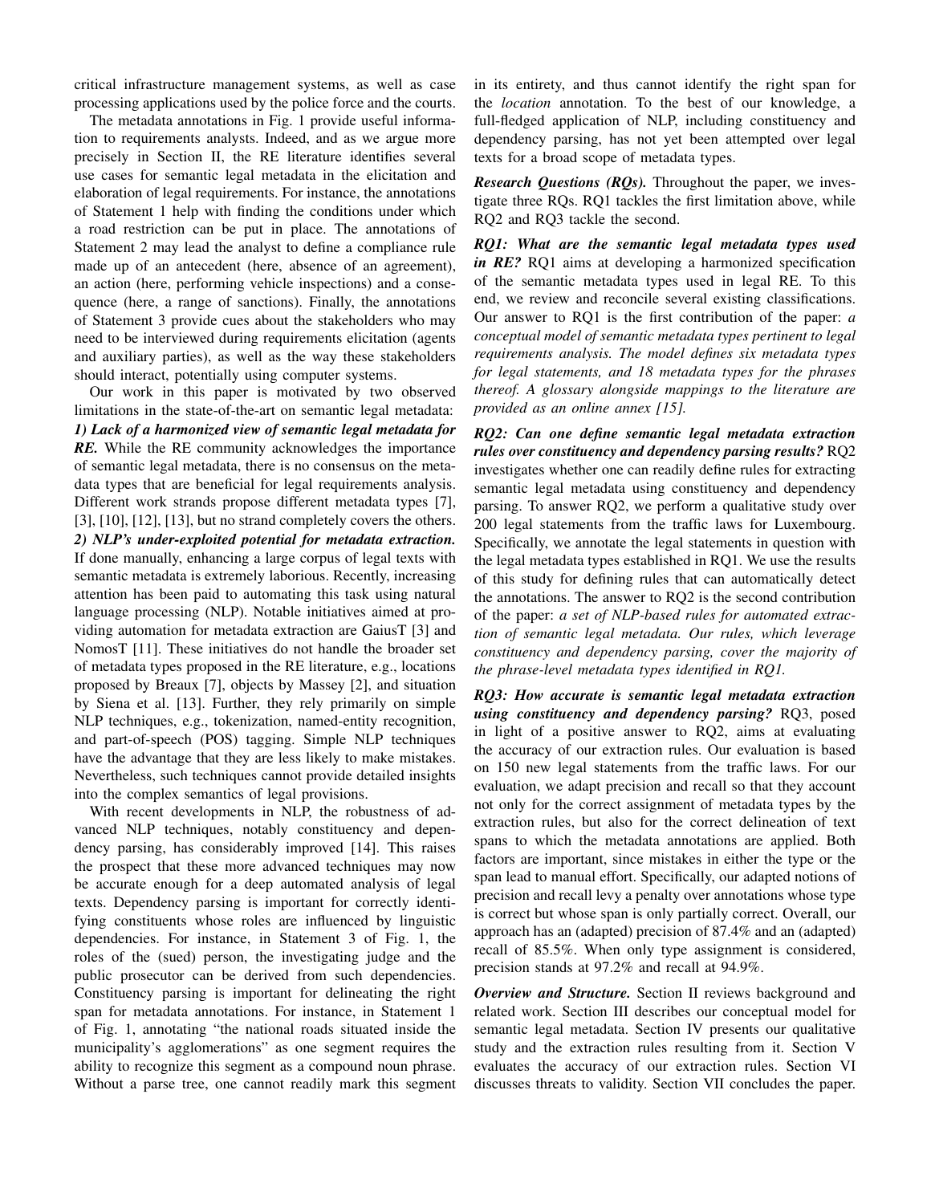critical infrastructure management systems, as well as case processing applications used by the police force and the courts.

The metadata annotations in Fig. 1 provide useful information to requirements analysts. Indeed, and as we argue more precisely in Section II, the RE literature identifies several use cases for semantic legal metadata in the elicitation and elaboration of legal requirements. For instance, the annotations of Statement 1 help with finding the conditions under which a road restriction can be put in place. The annotations of Statement 2 may lead the analyst to define a compliance rule made up of an antecedent (here, absence of an agreement), an action (here, performing vehicle inspections) and a consequence (here, a range of sanctions). Finally, the annotations of Statement 3 provide cues about the stakeholders who may need to be interviewed during requirements elicitation (agents and auxiliary parties), as well as the way these stakeholders should interact, potentially using computer systems.

Our work in this paper is motivated by two observed limitations in the state-of-the-art on semantic legal metadata:

***1) Lack of a harmonized view of semantic legal metadata for RE.*** While the RE community acknowledges the importance of semantic legal metadata, there is no consensus on the metadata types that are beneficial for legal requirements analysis. Different work strands propose different metadata types [7], [3], [10], [12], [13], but no strand completely covers the others.

***2) NLP's under-exploited potential for metadata extraction.*** If done manually, enhancing a large corpus of legal texts with semantic metadata is extremely laborious. Recently, increasing attention has been paid to automating this task using natural language processing (NLP). Notable initiatives aimed at providing automation for metadata extraction are GaiusT [3] and NomosT [11]. These initiatives do not handle the broader set of metadata types proposed in the RE literature, e.g., locations proposed by Breaux [7], objects by Massey [2], and situation by Siena et al. [13]. Further, they rely primarily on simple NLP techniques, e.g., tokenization, named-entity recognition, and part-of-speech (POS) tagging. Simple NLP techniques have the advantage that they are less likely to make mistakes. Nevertheless, such techniques cannot provide detailed insights into the complex semantics of legal provisions.

With recent developments in NLP, the robustness of advanced NLP techniques, notably constituency and dependency parsing, has considerably improved [14]. This raises the prospect that these more advanced techniques may now be accurate enough for a deep automated analysis of legal texts. Dependency parsing is important for correctly identifying constituents whose roles are influenced by linguistic dependencies. For instance, in Statement 3 of Fig. 1, the roles of the (sued) person, the investigating judge and the public prosecutor can be derived from such dependencies. Constituency parsing is important for delineating the right span for metadata annotations. For instance, in Statement 1 of Fig. 1, annotating "the national roads situated inside the municipality's agglomerations" as one segment requires the ability to recognize this segment as a compound noun phrase. Without a parse tree, one cannot readily mark this segment in its entirety, and thus cannot identify the right span for the *location* annotation. To the best of our knowledge, a full-fledged application of NLP, including constituency and dependency parsing, has not yet been attempted over legal texts for a broad scope of metadata types.

***Research Questions (RQs).*** Throughout the paper, we investigate three RQs. RQ1 tackles the first limitation above, while RQ2 and RQ3 tackle the second.

***RQ1: What are the semantic legal metadata types used in RE?*** RQ1 aims at developing a harmonized specification of the semantic metadata types used in legal RE. To this end, we review and reconcile several existing classifications. Our answer to RQ1 is the first contribution of the paper: *a conceptual model of semantic metadata types pertinent to legal requirements analysis. The model defines six metadata types for legal statements, and 18 metadata types for the phrases thereof. A glossary alongside mappings to the literature are provided as an online annex [15].*

***RQ2: Can one define semantic legal metadata extraction rules over constituency and dependency parsing results?*** RQ2 investigates whether one can readily define rules for extracting semantic legal metadata using constituency and dependency parsing. To answer RQ2, we perform a qualitative study over 200 legal statements from the traffic laws for Luxembourg. Specifically, we annotate the legal statements in question with the legal metadata types established in RQ1. We use the results of this study for defining rules that can automatically detect the annotations. The answer to RQ2 is the second contribution of the paper: *a set of NLP-based rules for automated extraction of semantic legal metadata. Our rules, which leverage constituency and dependency parsing, cover the majority of the phrase-level metadata types identified in RQ1.*

***RQ3: How accurate is semantic legal metadata extraction using constituency and dependency parsing?*** RQ3, posed in light of a positive answer to RQ2, aims at evaluating the accuracy of our extraction rules. Our evaluation is based on 150 new legal statements from the traffic laws. For our evaluation, we adapt precision and recall so that they account not only for the correct assignment of metadata types by the extraction rules, but also for the correct delineation of text spans to which the metadata annotations are applied. Both factors are important, since mistakes in either the type or the span lead to manual effort. Specifically, our adapted notions of precision and recall levy a penalty over annotations whose type is correct but whose span is only partially correct. Overall, our approach has an (adapted) precision of 87.4% and an (adapted) recall of 85.5%. When only type assignment is considered, precision stands at 97.2% and recall at 94.9%.

***Overview and Structure.*** Section II reviews background and related work. Section III describes our conceptual model for semantic legal metadata. Section IV presents our qualitative study and the extraction rules resulting from it. Section V evaluates the accuracy of our extraction rules. Section VI discusses threats to validity. Section VII concludes the paper.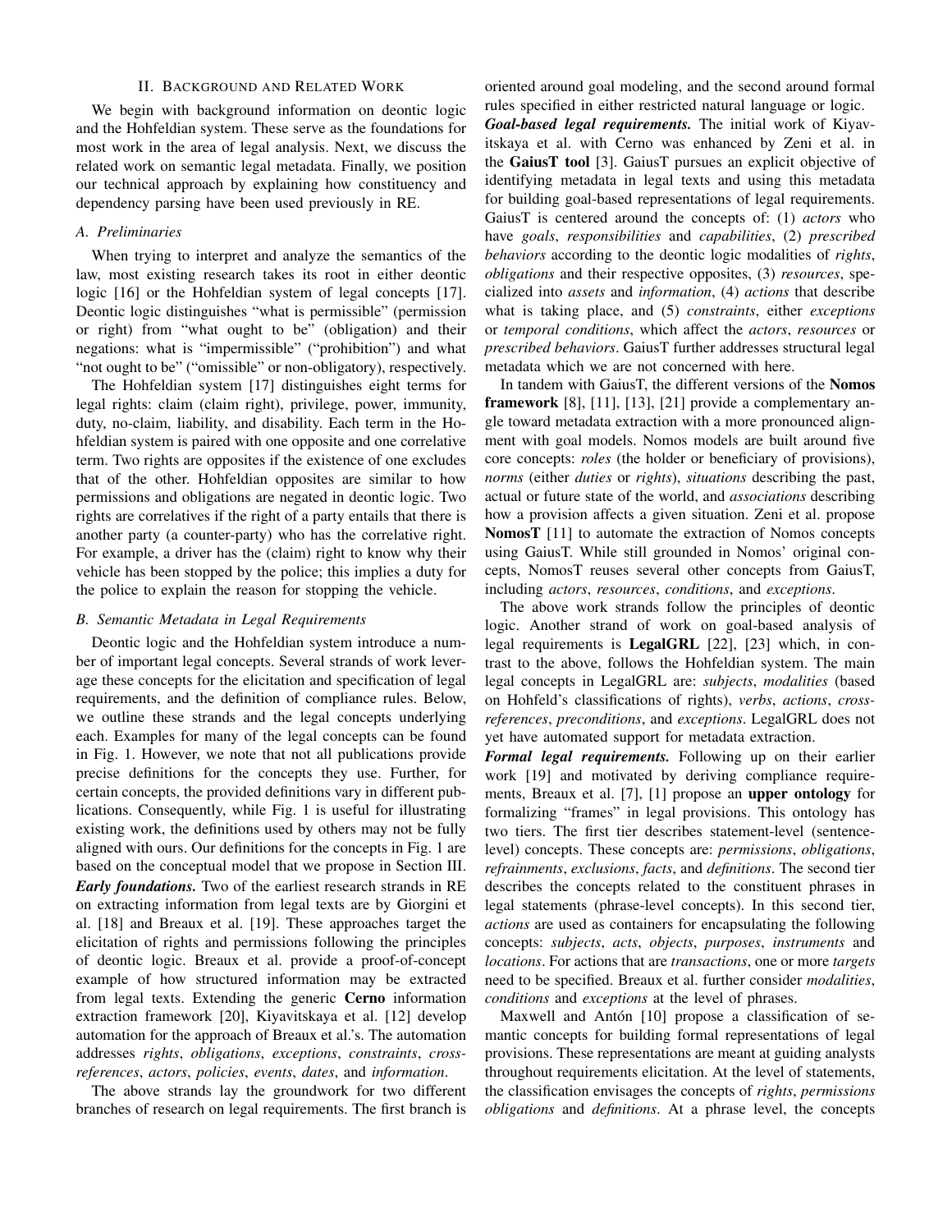## II. Background and Related Work

We begin with background information on deontic logic and the Hohfeldian system. These serve as the foundations for most work in the area of legal analysis. Next, we discuss the related work on semantic legal metadata. Finally, we position our technical approach by explaining how constituency and dependency parsing have been used previously in RE.

### A. Preliminaries

When trying to interpret and analyze the semantics of the law, most existing research takes its root in either deontic logic [16] or the Hohfeldian system of legal concepts [17]. Deontic logic distinguishes "what is permissible" (permission or right) from "what ought to be" (obligation) and their negations: what is "impermissible" ("prohibition") and what "not ought to be" ("omissible" or non-obligatory), respectively.

The Hohfeldian system [17] distinguishes eight terms for legal rights: claim (claim right), privilege, power, immunity, duty, no-claim, liability, and disability. Each term in the Hohfeldian system is paired with one opposite and one correlative term. Two rights are opposites if the existence of one excludes that of the other. Hohfeldian opposites are similar to how permissions and obligations are negated in deontic logic. Two rights are correlatives if the right of a party entails that there is another party (a counter-party) who has the correlative right. For example, a driver has the (claim) right to know why their vehicle has been stopped by the police; this implies a duty for the police to explain the reason for stopping the vehicle.

### B. Semantic Metadata in Legal Requirements

Deontic logic and the Hohfeldian system introduce a number of important legal concepts. Several strands of work leverage these concepts for the elicitation and specification of legal requirements, and the definition of compliance rules. Below, we outline these strands and the legal concepts underlying each. Examples for many of the legal concepts can be found in Fig. 1. However, we note that not all publications provide precise definitions for the concepts they use. Further, for certain concepts, the provided definitions vary in different publications. Consequently, while Fig. 1 is useful for illustrating existing work, the definitions used by others may not be fully aligned with ours. Our definitions for the concepts in Fig. 1 are based on the conceptual model that we propose in Section III.

***Early foundations.*** Two of the earliest research strands in RE on extracting information from legal texts are by Giorgini et al. [18] and Breaux et al. [19]. These approaches target the elicitation of rights and permissions following the principles of deontic logic. Breaux et al. provide a proof-of-concept example of how structured information may be extracted from legal texts. Extending the generic **Cerno** information extraction framework [20], Kiyavitskaya et al. [12] develop automation for the approach of Breaux et al.'s. The automation addresses *rights*, *obligations*, *exceptions*, *constraints*, *cross-references*, *actors*, *policies*, *events*, *dates*, and *information*.

The above strands lay the groundwork for two different branches of research on legal requirements. The first branch is oriented around goal modeling, and the second around formal rules specified in either restricted natural language or logic.

***Goal-based legal requirements.*** The initial work of Kiyavitskaya et al. with Cerno was enhanced by Zeni et al. in the **GaiusT tool** [3]. GaiusT pursues an explicit objective of identifying metadata in legal texts and using this metadata for building goal-based representations of legal requirements. GaiusT is centered around the concepts of: (1) *actors* who have *goals*, *responsibilities* and *capabilities*, (2) *prescribed behaviors* according to the deontic logic modalities of *rights*, *obligations* and their respective opposites, (3) *resources*, specialized into *assets* and *information*, (4) *actions* that describe what is taking place, and (5) *constraints*, either *exceptions* or *temporal conditions*, which affect the *actors*, *resources* or *prescribed behaviors*. GaiusT further addresses structural legal metadata which we are not concerned with here.

In tandem with GaiusT, the different versions of the **Nomos framework** [8], [11], [13], [21] provide a complementary angle toward metadata extraction with a more pronounced alignment with goal models. Nomos models are built around five core concepts: *roles* (the holder or beneficiary of provisions), *norms* (either *duties* or *rights*), *situations* describing the past, actual or future state of the world, and *associations* describing how a provision affects a given situation. Zeni et al. propose **NomosT** [11] to automate the extraction of Nomos concepts using GaiusT. While still grounded in Nomos' original concepts, NomosT reuses several other concepts from GaiusT, including *actors*, *resources*, *conditions*, and *exceptions*.

The above work strands follow the principles of deontic logic. Another strand of work on goal-based analysis of legal requirements is **LegalGRL** [22], [23] which, in contrast to the above, follows the Hohfeldian system. The main legal concepts in LegalGRL are: *subjects*, *modalities* (based on Hohfeld's classifications of rights), *verbs*, *actions*, *cross-references*, *preconditions*, and *exceptions*. LegalGRL does not yet have automated support for metadata extraction.

***Formal legal requirements.*** Following up on their earlier work [19] and motivated by deriving compliance requirements, Breaux et al. [7], [1] propose an **upper ontology** for formalizing "frames" in legal provisions. This ontology has two tiers. The first tier describes statement-level (sentence-level) concepts. These concepts are: *permissions*, *obligations*, *refrainments*, *exclusions*, *facts*, and *definitions*. The second tier describes the concepts related to the constituent phrases in legal statements (phrase-level concepts). In this second tier, *actions* are used as containers for encapsulating the following concepts: *subjects*, *acts*, *objects*, *purposes*, *instruments* and *locations*. For actions that are *transactions*, one or more *targets* need to be specified. Breaux et al. further consider *modalities*, *conditions* and *exceptions* at the level of phrases.

Maxwell and Antón [10] propose a classification of semantic concepts for building formal representations of legal provisions. These representations are meant at guiding analysts throughout requirements elicitation. At the level of statements, the classification envisages the concepts of *rights*, *permissions* *obligations* and *definitions*. At a phrase level, the concepts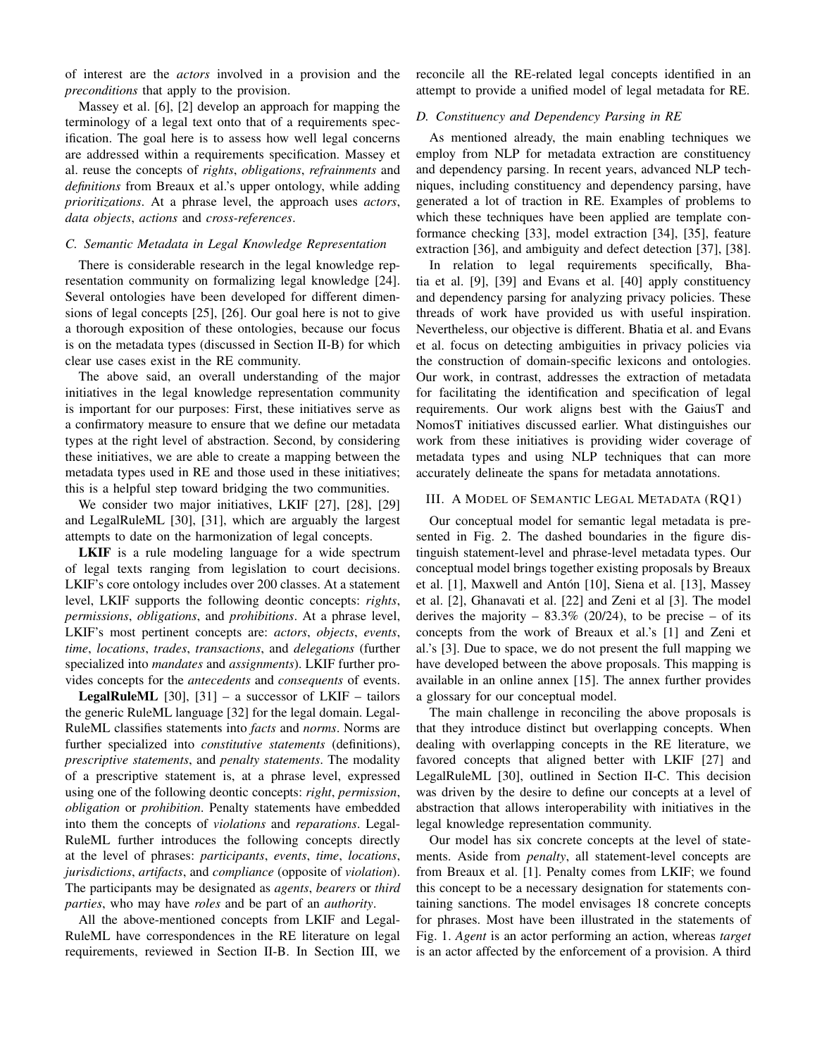of interest are the *actors* involved in a provision and the *preconditions* that apply to the provision.

Massey et al. [6], [2] develop an approach for mapping the terminology of a legal text onto that of a requirements specification. The goal here is to assess how well legal concerns are addressed within a requirements specification. Massey et al. reuse the concepts of *rights*, *obligations*, *refrainments* and *definitions* from Breaux et al.'s upper ontology, while adding *prioritizations*. At a phrase level, the approach uses *actors*, *data objects*, *actions* and *cross-references*.

### C. Semantic Metadata in Legal Knowledge Representation

There is considerable research in the legal knowledge representation community on formalizing legal knowledge [24]. Several ontologies have been developed for different dimensions of legal concepts [25], [26]. Our goal here is not to give a thorough exposition of these ontologies, because our focus is on the metadata types (discussed in Section II-B) for which clear use cases exist in the RE community.

The above said, an overall understanding of the major initiatives in the legal knowledge representation community is important for our purposes: First, these initiatives serve as a confirmatory measure to ensure that we define our metadata types at the right level of abstraction. Second, by considering these initiatives, we are able to create a mapping between the metadata types used in RE and those used in these initiatives; this is a helpful step toward bridging the two communities.

We consider two major initiatives, LKIF [27], [28], [29] and LegalRuleML [30], [31], which are arguably the largest attempts to date on the harmonization of legal concepts.

**LKIF** is a rule modeling language for a wide spectrum of legal texts ranging from legislation to court decisions. LKIF's core ontology includes over 200 classes. At a statement level, LKIF supports the following deontic concepts: *rights*, *permissions*, *obligations*, and *prohibitions*. At a phrase level, LKIF's most pertinent concepts are: *actors*, *objects*, *events*, *time*, *locations*, *trades*, *transactions*, and *delegations* (further specialized into *mandates* and *assignments*). LKIF further provides concepts for the *antecedents* and *consequents* of events.

**LegalRuleML** [30], [31] – a successor of LKIF – tailors the generic RuleML language [32] for the legal domain. LegalRuleML classifies statements into *facts* and *norms*. Norms are further specialized into *constitutive statements* (definitions), *prescriptive statements*, and *penalty statements*. The modality of a prescriptive statement is, at a phrase level, expressed using one of the following deontic concepts: *right*, *permission*, *obligation* or *prohibition*. Penalty statements have embedded into them the concepts of *violations* and *reparations*. LegalRuleML further introduces the following concepts directly at the level of phrases: *participants*, *events*, *time*, *locations*, *jurisdictions*, *artifacts*, and *compliance* (opposite of *violation*). The participants may be designated as *agents*, *bearers* or *third parties*, who may have *roles* and be part of an *authority*.

All the above-mentioned concepts from LKIF and LegalRuleML have correspondences in the RE literature on legal requirements, reviewed in Section II-B. In Section III, we reconcile all the RE-related legal concepts identified in an attempt to provide a unified model of legal metadata for RE.

### D. Constituency and Dependency Parsing in RE

As mentioned already, the main enabling techniques we employ from NLP for metadata extraction are constituency and dependency parsing. In recent years, advanced NLP techniques, including constituency and dependency parsing, have generated a lot of traction in RE. Examples of problems to which these techniques have been applied are template conformance checking [33], model extraction [34], [35], feature extraction [36], and ambiguity and defect detection [37], [38].

In relation to legal requirements specifically, Bhatia et al. [9], [39] and Evans et al. [40] apply constituency and dependency parsing for analyzing privacy policies. These threads of work have provided us with useful inspiration. Nevertheless, our objective is different. Bhatia et al. and Evans et al. focus on detecting ambiguities in privacy policies via the construction of domain-specific lexicons and ontologies. Our work, in contrast, addresses the extraction of metadata for facilitating the identification and specification of legal requirements. Our work aligns best with the GaiusT and NomosT initiatives discussed earlier. What distinguishes our work from these initiatives is providing wider coverage of metadata types and using NLP techniques that can more accurately delineate the spans for metadata annotations.

## III. A Model of Semantic Legal Metadata (RQ1)

Our conceptual model for semantic legal metadata is presented in Fig. 2. The dashed boundaries in the figure distinguish statement-level and phrase-level metadata types. Our conceptual model brings together existing proposals by Breaux et al. [1], Maxwell and Antón [10], Siena et al. [13], Massey et al. [2], Ghanavati et al. [22] and Zeni et al [3]. The model derives the majority – 83.3% (20/24), to be precise – of its concepts from the work of Breaux et al.'s [1] and Zeni et al.'s [3]. Due to space, we do not present the full mapping we have developed between the above proposals. This mapping is available in an online annex [15]. The annex further provides a glossary for our conceptual model.

The main challenge in reconciling the above proposals is that they introduce distinct but overlapping concepts. When dealing with overlapping concepts in the RE literature, we favored concepts that aligned better with LKIF [27] and LegalRuleML [30], outlined in Section II-C. This decision was driven by the desire to define our concepts at a level of abstraction that allows interoperability with initiatives in the legal knowledge representation community.

Our model has six concrete concepts at the level of statements. Aside from *penalty*, all statement-level concepts are from Breaux et al. [1]. Penalty comes from LKIF; we found this concept to be a necessary designation for statements containing sanctions. The model envisages 18 concrete concepts for phrases. Most have been illustrated in the statements of Fig. 1. *Agent* is an actor performing an action, whereas *target* is an actor affected by the enforcement of a provision. A third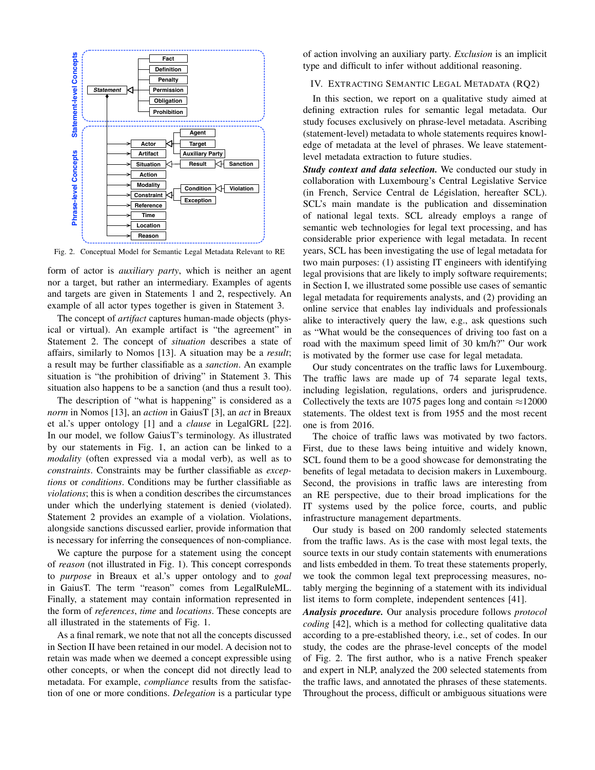Fig. 2. Conceptual Model for Semantic Legal Metadata Relevant to RE

form of actor is *auxiliary party*, which is neither an agent nor a target, but rather an intermediary. Examples of agents and targets are given in Statements 1 and 2, respectively. An example of all actor types together is given in Statement 3.

The concept of *artifact* captures human-made objects (physical or virtual). An example artifact is "the agreement" in Statement 2. The concept of *situation* describes a state of affairs, similarly to Nomos [13]. A situation may be a *result*; a result may be further classifiable as a *sanction*. An example situation is "the prohibition of driving" in Statement 3. This situation also happens to be a sanction (and thus a result too).

The description of "what is happening" is considered as a *norm* in Nomos [13], an *action* in GaiusT [3], an *act* in Breaux et al.'s upper ontology [1] and a *clause* in LegalGRL [22]. In our model, we follow GaiusT's terminology. As illustrated by our statements in Fig. 1, an action can be linked to a *modality* (often expressed via a modal verb), as well as to *constraints*. Constraints may be further classifiable as *exceptions* or *conditions*. Conditions may be further classifiable as *violations*; this is when a condition describes the circumstances under which the underlying statement is denied (violated). Statement 2 provides an example of a violation. Violations, alongside sanctions discussed earlier, provide information that is necessary for inferring the consequences of non-compliance.

We capture the purpose for a statement using the concept of *reason* (not illustrated in Fig. 1). This concept corresponds to *purpose* in Breaux et al.'s upper ontology and to *goal* in GaiusT. The term "reason" comes from LegalRuleML. Finally, a statement may contain information represented in the form of *references*, *time* and *locations*. These concepts are all illustrated in the statements of Fig. 1.

As a final remark, we note that not all the concepts discussed in Section II have been retained in our model. A decision not to retain was made when we deemed a concept expressible using other concepts, or when the concept did not directly lead to metadata. For example, *compliance* results from the satisfaction of one or more conditions. *Delegation* is a particular type of action involving an auxiliary party. *Exclusion* is an implicit type and difficult to infer without additional reasoning.

## IV. Extracting Semantic Legal Metadata (RQ2)

In this section, we report on a qualitative study aimed at defining extraction rules for semantic legal metadata. Our study focuses exclusively on phrase-level metadata. Ascribing (statement-level) metadata to whole statements requires knowledge of metadata at the level of phrases. We leave statement-level metadata extraction to future studies.

***Study context and data selection.*** We conducted our study in collaboration with Luxembourg's Central Legislative Service (in French, Service Central de Législation, hereafter SCL). SCL's main mandate is the publication and dissemination of national legal texts. SCL already employs a range of semantic web technologies for legal text processing, and has considerable prior experience with legal metadata. In recent years, SCL has been investigating the use of legal metadata for two main purposes: (1) assisting IT engineers with identifying legal provisions that are likely to imply software requirements; in Section I, we illustrated some possible use cases of semantic legal metadata for requirements analysts, and (2) providing an online service that enables lay individuals and professionals alike to interactively query the law, e.g., ask questions such as "What would be the consequences of driving too fast on a road with the maximum speed limit of 30 km/h?" Our work is motivated by the former use case for legal metadata.

Our study concentrates on the traffic laws for Luxembourg. The traffic laws are made up of 74 separate legal texts, including legislation, regulations, orders and jurisprudence. Collectively the texts are 1075 pages long and contain ≈12000 statements. The oldest text is from 1955 and the most recent one is from 2016.

The choice of traffic laws was motivated by two factors. First, due to these laws being intuitive and widely known, SCL found them to be a good showcase for demonstrating the benefits of legal metadata to decision makers in Luxembourg. Second, the provisions in traffic laws are interesting from an RE perspective, due to their broad implications for the IT systems used by the police force, courts, and public infrastructure management departments.

Our study is based on 200 randomly selected statements from the traffic laws. As is the case with most legal texts, the source texts in our study contain statements with enumerations and lists embedded in them. To treat these statements properly, we took the common legal text preprocessing measures, notably merging the beginning of a statement with its individual list items to form complete, independent sentences [41].

***Analysis procedure.*** Our analysis procedure follows *protocol coding* [42], which is a method for collecting qualitative data according to a pre-established theory, i.e., set of codes. In our study, the codes are the phrase-level concepts of the model of Fig. 2. The first author, who is a native French speaker and expert in NLP, analyzed the 200 selected statements from the traffic laws, and annotated the phrases of these statements. Throughout the process, difficult or ambiguous situations were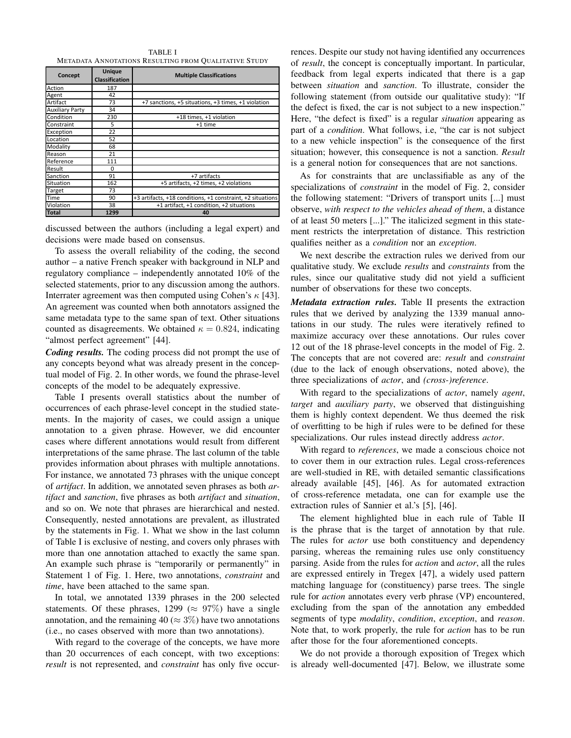TABLE I
METADATA ANNOTATIONS RESULTING FROM QUALITATIVE STUDY

| Concept | Unique Classification | Multiple Classifications |
|---|---|---|
| Action | 187 | |
| Agent | 42 | |
| Artifact | 73 | +7 sanctions, +5 situations, +3 times, +1 violation |
| Auxiliary Party | 34 | |
| Condition | 230 | +18 times, +1 violation |
| Constraint | 5 | +1 time |
| Exception | 22 | |
| Location | 52 | |
| Modality | 68 | |
| Reason | 21 | |
| Reference | 111 | |
| Result | 0 | |
| Sanction | 91 | +7 artifacts |
| Situation | 162 | +5 artifacts, +2 times, +2 violations |
| Target | 73 | |
| Time | 90 | +3 artifacts, +18 conditions, +1 constraint, +2 situations |
| Violation | 38 | +1 artifact, +1 condition, +2 situations |
| **Total** | **1299** | **40** |

discussed between the authors (including a legal expert) and decisions were made based on consensus.

To assess the overall reliability of the coding, the second author – a native French speaker with background in NLP and regulatory compliance – independently annotated 10% of the selected statements, prior to any discussion among the authors. Interrater agreement was then computed using Cohen's $\kappa$ [43]. An agreement was counted when both annotators assigned the same metadata type to the same span of text. Other situations counted as disagreements. We obtained $\kappa = 0.824$, indicating "almost perfect agreement" [44].

***Coding results.*** The coding process did not prompt the use of any concepts beyond what was already present in the conceptual model of Fig. 2. In other words, we found the phrase-level concepts of the model to be adequately expressive.

Table I presents overall statistics about the number of occurrences of each phrase-level concept in the studied statements. In the majority of cases, we could assign a unique annotation to a given phrase. However, we did encounter cases where different annotations would result from different interpretations of the same phrase. The last column of the table provides information about phrases with multiple annotations. For instance, we annotated 73 phrases with the unique concept of *artifact*. In addition, we annotated seven phrases as both *artifact* and *sanction*, five phrases as both *artifact* and *situation*, and so on. We note that phrases are hierarchical and nested. Consequently, nested annotations are prevalent, as illustrated by the statements in Fig. 1. What we show in the last column of Table I is exclusive of nesting, and covers only phrases with more than one annotation attached to exactly the same span. An example such phrase is "temporarily or permanently" in Statement 1 of Fig. 1. Here, two annotations, *constraint* and *time*, have been attached to the same span.

In total, we annotated 1339 phrases in the 200 selected statements. Of these phrases, 1299 ($\approx 97\%$) have a single annotation, and the remaining 40 ($\approx 3\%$) have two annotations (i.e., no cases observed with more than two annotations).

With regard to the coverage of the concepts, we have more than 20 occurrences of each concept, with two exceptions: *result* is not represented, and *constraint* has only five occurrences. Despite our study not having identified any occurrences of *result*, the concept is conceptually important. In particular, feedback from legal experts indicated that there is a gap between *situation* and *sanction*. To illustrate, consider the following statement (from outside our qualitative study): "If the defect is fixed, the car is not subject to a new inspection." Here, "the defect is fixed" is a regular *situation* appearing as part of a *condition*. What follows, i.e, "the car is not subject to a new vehicle inspection" is the consequence of the first situation; however, this consequence is not a sanction. *Result* is a general notion for consequences that are not sanctions.

As for constraints that are unclassifiable as any of the specializations of *constraint* in the model of Fig. 2, consider the following statement: "Drivers of transport units [...] must observe, *with respect to the vehicles ahead of them*, a distance of at least 50 meters [...]." The italicized segment in this statement restricts the interpretation of distance. This restriction qualifies neither as a *condition* nor an *exception*.

We next describe the extraction rules we derived from our qualitative study. We exclude *results* and *constraints* from the rules, since our qualitative study did not yield a sufficient number of observations for these two concepts.

***Metadata extraction rules.*** Table II presents the extraction rules that we derived by analyzing the 1339 manual annotations in our study. The rules were iteratively refined to maximize accuracy over these annotations. Our rules cover 12 out of the 18 phrase-level concepts in the model of Fig. 2. The concepts that are not covered are: *result* and *constraint* (due to the lack of enough observations, noted above), the three specializations of *actor*, and *(cross-)reference*.

With regard to the specializations of *actor*, namely *agent*, *target* and *auxiliary party*, we observed that distinguishing them is highly context dependent. We thus deemed the risk of overfitting to be high if rules were to be defined for these specializations. Our rules instead directly address *actor*.

With regard to *references*, we made a conscious choice not to cover them in our extraction rules. Legal cross-references are well-studied in RE, with detailed semantic classifications already available [45], [46]. As for automated extraction of cross-reference metadata, one can for example use the extraction rules of Sannier et al.'s [5], [46].

The element highlighted blue in each rule of Table II is the phrase that is the target of annotation by that rule. The rules for *actor* use both constituency and dependency parsing, whereas the remaining rules use only constituency parsing. Aside from the rules for *action* and *actor*, all the rules are expressed entirely in Tregex [47], a widely used pattern matching language for (constituency) parse trees. The single rule for *action* annotates every verb phrase (VP) encountered, excluding from the span of the annotation any embedded segments of type *modality*, *condition*, *exception*, and *reason*. Note that, to work properly, the rule for *action* has to be run after those for the four aforementioned concepts.

We do not provide a thorough exposition of Tregex which is already well-documented [47]. Below, we illustrate some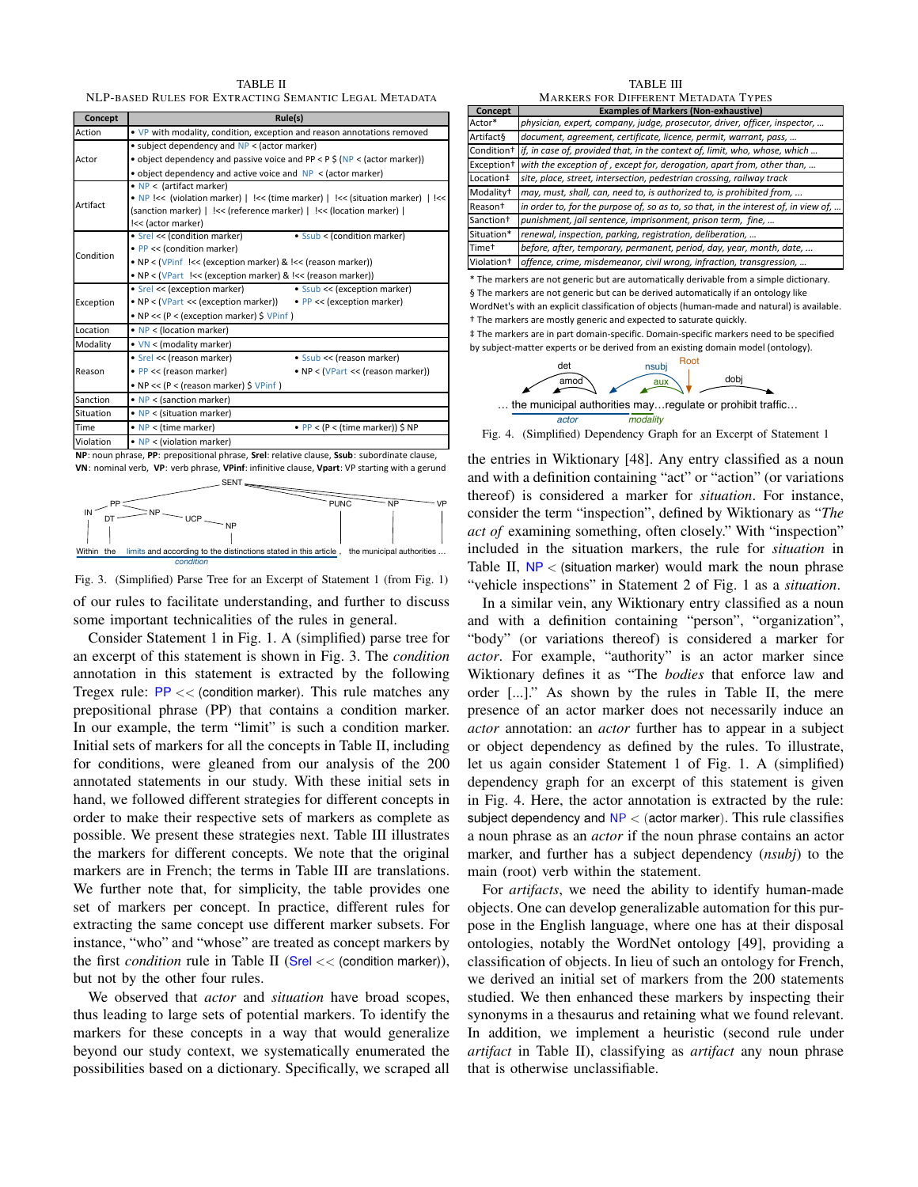TABLE II
NLP-BASED RULES FOR EXTRACTING SEMANTIC LEGAL METADATA

| Concept | Rule(s) |
| --- | --- |
| Action | • VP with modality, condition, exception and reason annotations removed |
| Actor | • subject dependency and NP < (actor marker)<br>• object dependency and passive voice and PP < P $ (NP < (actor marker))<br>• object dependency and active voice and NP < (actor marker) |
| Artifact | • NP < (artifact marker)<br>• NP !<< (violation marker) \| !<< (time marker) \| !<< (situation marker) \| !<< (sanction marker) \| !<< (reference marker) \| !<< (location marker) \| !<< (actor marker) |
| Condition | • Srel << (condition marker) • Ssub < (condition marker)<br>• PP << (condition marker)<br>• NP < (VPinf !<< (exception marker) & !<< (reason marker))<br>• NP < (VPart !<< (exception marker) & !<< (reason marker)) |
| Exception | • Srel << (exception marker) • Ssub << (exception marker)<br>• NP < (VPart << (exception marker)) • PP << (exception marker)<br>• NP << (P < (exception marker) $ VPinf ) |
| Location | • NP < (location marker) |
| Modality | • VN < (modality marker) |
| Reason | • Srel << (reason marker) • Ssub << (reason marker)<br>• PP << (reason marker) • NP < (VPart << (reason marker))<br>• NP << (P < (reason marker) $ VPinf ) |
| Sanction | • NP < (sanction marker) |
| Situation | • NP < (situation marker) |
| Time | • NP < (time marker) • PP < (P < (time marker)) $ NP |
| Violation | • NP < (violation marker) |

**NP**: noun phrase, **PP**: prepositional phrase, **Srel**: relative clause, **Ssub**: subordinate clause, **VN**: nominal verb, **VP**: verb phrase, **VPinf**: infinitive clause, **Vpart**: VP starting with a gerund

Fig. 3. (Simplified) Parse Tree for an Excerpt of Statement 1 (from Fig. 1)

of our rules to facilitate understanding, and further to discuss some important technicalities of the rules in general.

Consider Statement 1 in Fig. 1. A (simplified) parse tree for an excerpt of this statement is shown in Fig. 3. The *condition* annotation in this statement is extracted by the following Tregex rule: PP << (condition marker). This rule matches any prepositional phrase (PP) that contains a condition marker. In our example, the term "limit" is such a condition marker. Initial sets of markers for all the concepts in Table II, including for conditions, were gleaned from our analysis of the 200 annotated statements in our study. With these initial sets in hand, we followed different strategies for different concepts in order to make their respective sets of markers as complete as possible. We present these strategies next. Table III illustrates the markers for different concepts. We note that the original markers are in French; the terms in Table III are translations. We further note that, for simplicity, the table provides one set of markers per concept. In practice, different rules for extracting the same concept use different marker subsets. For instance, "who" and "whose" are treated as concept markers by the first *condition* rule in Table II (Srel << (condition marker)), but not by the other four rules.

We observed that *actor* and *situation* have broad scopes, thus leading to large sets of potential markers. To identify the markers for these concepts in a way that would generalize beyond our study context, we systematically enumerated the possibilities based on a dictionary. Specifically, we scraped all

TABLE III
MARKERS FOR DIFFERENT METADATA TYPES

| Concept | Examples of Markers (Non-exhaustive) |
| --- | --- |
| Actor* | *physician, expert, company, judge, prosecutor, driver, officer, inspector, …* |
| Artifact§ | *document, agreement, certificate, licence, permit, warrant, pass, …* |
| Condition† | *if, in case of, provided that, in the context of, limit, who, whose, which …* |
| Exception† | *with the exception of , except for, derogation, apart from, other than, …* |
| Location‡ | *site, place, street, intersection, pedestrian crossing, railway track* |
| Modality† | *may, must, shall, can, need to, is authorized to, is prohibited from, …* |
| Reason† | *in order to, for the purpose of, so as to, so that, in the interest of, in view of, …* |
| Sanction† | *punishment, jail sentence, imprisonment, prison term, fine, …* |
| Situation* | *renewal, inspection, parking, registration, deliberation, …* |
| Time† | *before, after, temporary, permanent, period, day, year, month, date, …* |
| Violation† | *offence, crime, misdemeanor, civil wrong, infraction, transgression, …* |

\* The markers are not generic but are automatically derivable from a simple dictionary.
§ The markers are not generic but can be derived automatically if an ontology like WordNet's with an explicit classification of objects (human-made and natural) is available.
† The markers are mostly generic and expected to saturate quickly.
‡ The markers are in part domain-specific. Domain-specific markers need to be specified by subject-matter experts or be derived from an existing domain model (ontology).

Fig. 4. (Simplified) Dependency Graph for an Excerpt of Statement 1

the entries in Wiktionary [48]. Any entry classified as a noun and with a definition containing "act" or "action" (or variations thereof) is considered a marker for *situation*. For instance, consider the term "inspection", defined by Wiktionary as "*The act of* examining something, often closely." With "inspection" included in the situation markers, the rule for *situation* in Table II, NP < (situation marker) would mark the noun phrase "vehicle inspections" in Statement 2 of Fig. 1 as a *situation*.

In a similar vein, any Wiktionary entry classified as a noun and with a definition containing "person", "organization", "body" (or variations thereof) is considered a marker for *actor*. For example, "authority" is an actor marker since Wiktionary defines it as "The *bodies* that enforce law and order [...]." As shown by the rules in Table II, the mere presence of an actor marker does not necessarily induce an *actor* annotation: an *actor* further has to appear in a subject or object dependency as defined by the rules. To illustrate, let us again consider Statement 1 of Fig. 1. A (simplified) dependency graph for an excerpt of this statement is given in Fig. 4. Here, the actor annotation is extracted by the rule: subject dependency and NP < (actor marker). This rule classifies a noun phrase as an *actor* if the noun phrase contains an actor marker, and further has a subject dependency (*nsubj*) to the main (root) verb within the statement.

For *artifacts*, we need the ability to identify human-made objects. One can develop generalizable automation for this purpose in the English language, where one has at their disposal ontologies, notably the WordNet ontology [49], providing a classification of objects. In lieu of such an ontology for French, we derived an initial set of markers from the 200 statements studied. We then enhanced these markers by inspecting their synonyms in a thesaurus and retaining what we found relevant. In addition, we implement a heuristic (second rule under *artifact* in Table II), classifying as *artifact* any noun phrase that is otherwise unclassifiable.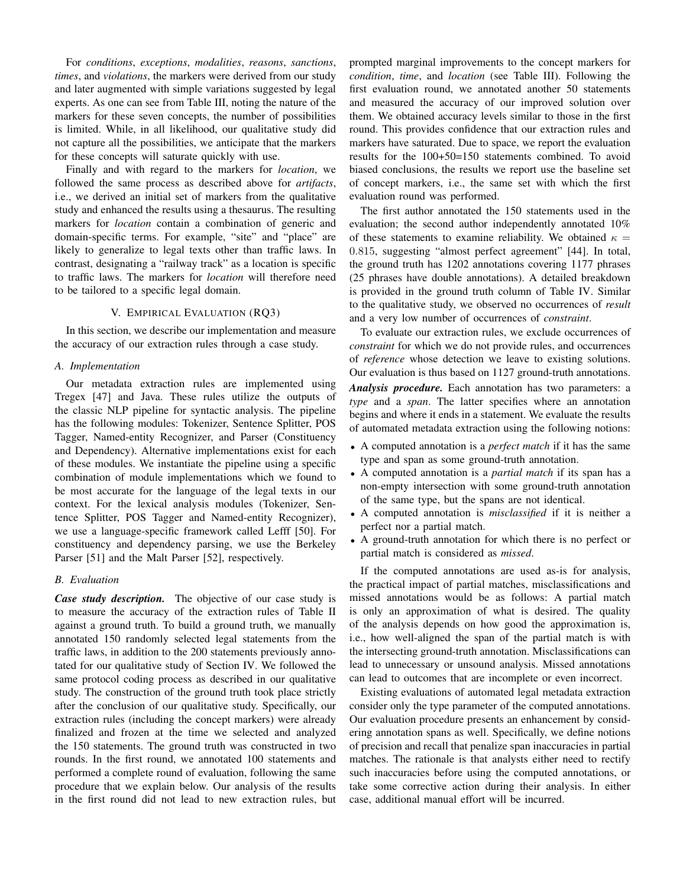For *conditions*, *exceptions*, *modalities*, *reasons*, *sanctions*, *times*, and *violations*, the markers were derived from our study and later augmented with simple variations suggested by legal experts. As one can see from Table III, noting the nature of the markers for these seven concepts, the number of possibilities is limited. While, in all likelihood, our qualitative study did not capture all the possibilities, we anticipate that the markers for these concepts will saturate quickly with use.

Finally and with regard to the markers for *location*, we followed the same process as described above for *artifacts*, i.e., we derived an initial set of markers from the qualitative study and enhanced the results using a thesaurus. The resulting markers for *location* contain a combination of generic and domain-specific terms. For example, "site" and "place" are likely to generalize to legal texts other than traffic laws. In contrast, designating a "railway track" as a location is specific to traffic laws. The markers for *location* will therefore need to be tailored to a specific legal domain.

## V. Empirical Evaluation (RQ3)

In this section, we describe our implementation and measure the accuracy of our extraction rules through a case study.

### A. Implementation

Our metadata extraction rules are implemented using Tregex [47] and Java. These rules utilize the outputs of the classic NLP pipeline for syntactic analysis. The pipeline has the following modules: Tokenizer, Sentence Splitter, POS Tagger, Named-entity Recognizer, and Parser (Constituency and Dependency). Alternative implementations exist for each of these modules. We instantiate the pipeline using a specific combination of module implementations which we found to be most accurate for the language of the legal texts in our context. For the lexical analysis modules (Tokenizer, Sentence Splitter, POS Tagger and Named-entity Recognizer), we use a language-specific framework called Lefff [50]. For constituency and dependency parsing, we use the Berkeley Parser [51] and the Malt Parser [52], respectively.

### B. Evaluation

***Case study description.*** The objective of our case study is to measure the accuracy of the extraction rules of Table II against a ground truth. To build a ground truth, we manually annotated 150 randomly selected legal statements from the traffic laws, in addition to the 200 statements previously annotated for our qualitative study of Section IV. We followed the same protocol coding process as described in our qualitative study. The construction of the ground truth took place strictly after the conclusion of our qualitative study. Specifically, our extraction rules (including the concept markers) were already finalized and frozen at the time we selected and analyzed the 150 statements. The ground truth was constructed in two rounds. In the first round, we annotated 100 statements and performed a complete round of evaluation, following the same procedure that we explain below. Our analysis of the results in the first round did not lead to new extraction rules, but prompted marginal improvements to the concept markers for *condition*, *time*, and *location* (see Table III). Following the first evaluation round, we annotated another 50 statements and measured the accuracy of our improved solution over them. We obtained accuracy levels similar to those in the first round. This provides confidence that our extraction rules and markers have saturated. Due to space, we report the evaluation results for the 100+50=150 statements combined. To avoid biased conclusions, the results we report use the baseline set of concept markers, i.e., the same set with which the first evaluation round was performed.

The first author annotated the 150 statements used in the evaluation; the second author independently annotated 10% of these statements to examine reliability. We obtained $\kappa = 0.815$, suggesting "almost perfect agreement" [44]. In total, the ground truth has 1202 annotations covering 1177 phrases (25 phrases have double annotations). A detailed breakdown is provided in the ground truth column of Table IV. Similar to the qualitative study, we observed no occurrences of *result* and a very low number of occurrences of *constraint*.

To evaluate our extraction rules, we exclude occurrences of *constraint* for which we do not provide rules, and occurrences of *reference* whose detection we leave to existing solutions. Our evaluation is thus based on 1127 ground-truth annotations.

***Analysis procedure.*** Each annotation has two parameters: a *type* and a *span*. The latter specifies where an annotation begins and where it ends in a statement. We evaluate the results of automated metadata extraction using the following notions:

- A computed annotation is a *perfect match* if it has the same type and span as some ground-truth annotation.
- A computed annotation is a *partial match* if its span has a non-empty intersection with some ground-truth annotation of the same type, but the spans are not identical.
- A computed annotation is *misclassified* if it is neither a perfect nor a partial match.
- A ground-truth annotation for which there is no perfect or partial match is considered as *missed*.

If the computed annotations are used as-is for analysis, the practical impact of partial matches, misclassifications and missed annotations would be as follows: A partial match is only an approximation of what is desired. The quality of the analysis depends on how good the approximation is, i.e., how well-aligned the span of the partial match is with the intersecting ground-truth annotation. Misclassifications can lead to unnecessary or unsound analysis. Missed annotations can lead to outcomes that are incomplete or even incorrect.

Existing evaluations of automated legal metadata extraction consider only the type parameter of the computed annotations. Our evaluation procedure presents an enhancement by considering annotation spans as well. Specifically, we define notions of precision and recall that penalize span inaccuracies in partial matches. The rationale is that analysts either need to rectify such inaccuracies before using the computed annotations, or take some corrective action during their analysis. In either case, additional manual effort will be incurred.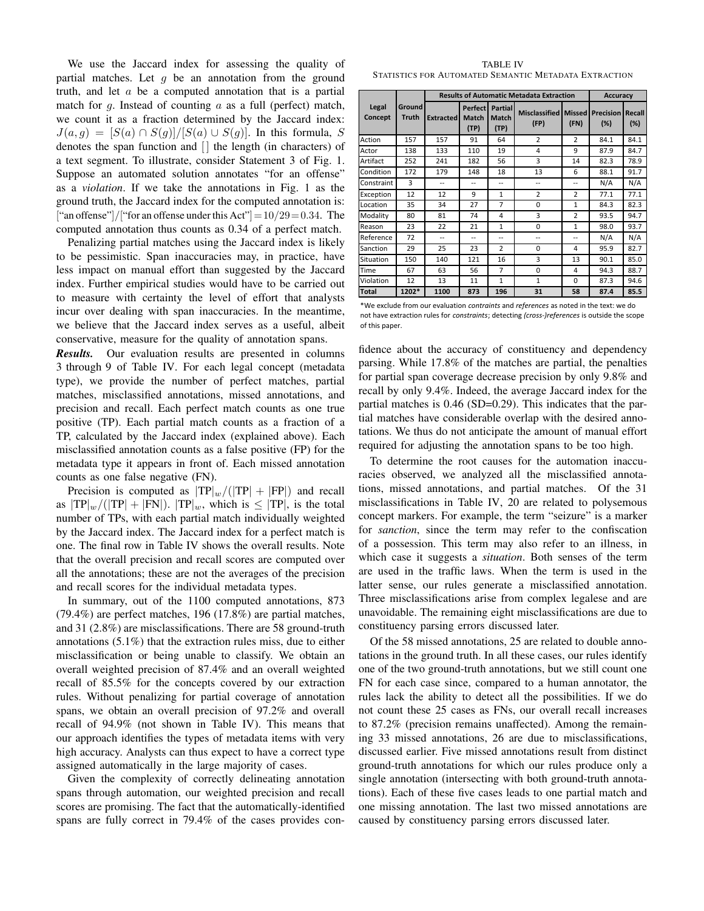We use the Jaccard index for assessing the quality of partial matches. Let $g$ be an annotation from the ground truth, and let $a$ be a computed annotation that is a partial match for $g$. Instead of counting $a$ as a full (perfect) match, we count it as a fraction determined by the Jaccard index: $J(a, g) = [S(a) \cap S(g)]/[S(a) \cup S(g)]$. In this formula, $S$ denotes the span function and $[\,]$ the length (in characters) of a text segment. To illustrate, consider Statement 3 of Fig. 1. Suppose an automated solution annotates "for an offense" as a *violation*. If we take the annotations in Fig. 1 as the ground truth, the Jaccard index for the computed annotation is: ["an offense"]/["for an offense under this Act"] = 10/29 = 0.34. The computed annotation thus counts as 0.34 of a perfect match.

Penalizing partial matches using the Jaccard index is likely to be pessimistic. Span inaccuracies may, in practice, have less impact on manual effort than suggested by the Jaccard index. Further empirical studies would have to be carried out to measure with certainty the level of effort that analysts incur over dealing with span inaccuracies. In the meantime, we believe that the Jaccard index serves as a useful, albeit conservative, measure for the quality of annotation spans.

***Results.*** Our evaluation results are presented in columns 3 through 9 of Table IV. For each legal concept (metadata type), we provide the number of perfect matches, partial matches, misclassified annotations, missed annotations, and precision and recall. Each perfect match counts as one true positive (TP). Each partial match counts as a fraction of a TP, calculated by the Jaccard index (explained above). Each misclassified annotation counts as a false positive (FP) for the metadata type it appears in front of. Each missed annotation counts as one false negative (FN).

Precision is computed as $|\text{TP}|_w/(|\text{TP}| + |\text{FP}|)$ and recall as $|\text{TP}|_w/(|\text{TP}| + |\text{FN}|)$. $|\text{TP}|_w$, which is $\leq |\text{TP}|$, is the total number of TPs, with each partial match individually weighted by the Jaccard index. The Jaccard index for a perfect match is one. The final row in Table IV shows the overall results. Note that the overall precision and recall scores are computed over all the annotations; these are not the averages of the precision and recall scores for the individual metadata types.

In summary, out of the 1100 computed annotations, 873 (79.4%) are perfect matches, 196 (17.8%) are partial matches, and 31 (2.8%) are misclassifications. There are 58 ground-truth annotations (5.1%) that the extraction rules miss, due to either misclassification or being unable to classify. We obtain an overall weighted precision of 87.4% and an overall weighted recall of 85.5% for the concepts covered by our extraction rules. Without penalizing for partial coverage of annotation spans, we obtain an overall precision of 97.2% and overall recall of 94.9% (not shown in Table IV). This means that our approach identifies the types of metadata items with very high accuracy. Analysts can thus expect to have a correct type assigned automatically in the large majority of cases.

Given the complexity of correctly delineating annotation spans through automation, our weighted precision and recall scores are promising. The fact that the automatically-identified spans are fully correct in 79.4% of the cases provides confidence about the accuracy of constituency and dependency parsing. While 17.8% of the matches are partial, the penalties for partial span coverage decrease precision by only 9.8% and recall by only 9.4%. Indeed, the average Jaccard index for the partial matches is 0.46 (SD=0.29). This indicates that the partial matches have considerable overlap with the desired annotations. We thus do not anticipate the amount of manual effort required for adjusting the annotation spans to be too high.

TABLE IV
STATISTICS FOR AUTOMATED SEMANTIC METADATA EXTRACTION

| Legal Concept | Ground Truth | Results of Automatic Metadata Extraction | | | | | Accuracy | |
|---|---|---|---|---|---|---|---|---|
| | | Extracted | Perfect Match (TP) | Partial Match (TP) | Misclassified (FP) | Missed (FN) | Precision (%) | Recall (%) |
| Action | 157 | 157 | 91 | 64 | 2 | 2 | 84.1 | 84.1 |
| Actor | 138 | 133 | 110 | 19 | 4 | 9 | 87.9 | 84.7 |
| Artifact | 252 | 241 | 182 | 56 | 3 | 14 | 82.3 | 78.9 |
| Condition | 172 | 179 | 148 | 18 | 13 | 6 | 88.1 | 91.7 |
| Constraint | 3 | -- | -- | -- | -- | -- | N/A | N/A |
| Exception | 12 | 12 | 9 | 1 | 2 | 2 | 77.1 | 77.1 |
| Location | 35 | 34 | 27 | 7 | 0 | 1 | 84.3 | 82.3 |
| Modality | 80 | 81 | 74 | 4 | 3 | 2 | 93.5 | 94.7 |
| Reason | 23 | 22 | 21 | 1 | 0 | 1 | 98.0 | 93.7 |
| Reference | 72 | -- | -- | -- | -- | -- | N/A | N/A |
| Sanction | 29 | 25 | 23 | 2 | 0 | 4 | 95.9 | 82.7 |
| Situation | 150 | 140 | 121 | 16 | 3 | 13 | 90.1 | 85.0 |
| Time | 67 | 63 | 56 | 7 | 0 | 4 | 94.3 | 88.7 |
| Violation | 12 | 13 | 11 | 1 | 1 | 0 | 87.3 | 94.6 |
| **Total** | **1202*** | **1100** | **873** | **196** | **31** | **58** | **87.4** | **85.5** |

*We exclude from our evaluation *contraints* and *references* as noted in the text: we do not have extraction rules for *constraints*; detecting *(cross-)references* is outside the scope of this paper.

To determine the root causes for the automation inaccuracies observed, we analyzed all the misclassified annotations, missed annotations, and partial matches. Of the 31 misclassifications in Table IV, 20 are related to polysemous concept markers. For example, the term "seizure" is a marker for *sanction*, since the term may refer to the confiscation of a possession. This term may also refer to an illness, in which case it suggests a *situation*. Both senses of the term are used in the traffic laws. When the term is used in the latter sense, our rules generate a misclassified annotation. Three misclassifications arise from complex legalese and are unavoidable. The remaining eight misclassifications are due to constituency parsing errors discussed later.

Of the 58 missed annotations, 25 are related to double annotations in the ground truth. In all these cases, our rules identify one of the two ground-truth annotations, but we still count one FN for each case since, compared to a human annotator, the rules lack the ability to detect all the possibilities. If we do not count these 25 cases as FNs, our overall recall increases to 87.2% (precision remains unaffected). Among the remaining 33 missed annotations, 26 are due to misclassifications, discussed earlier. Five missed annotations result from distinct ground-truth annotations for which our rules produce only a single annotation (intersecting with both ground-truth annotations). Each of these five cases leads to one partial match and one missing annotation. The last two missed annotations are caused by constituency parsing errors discussed later.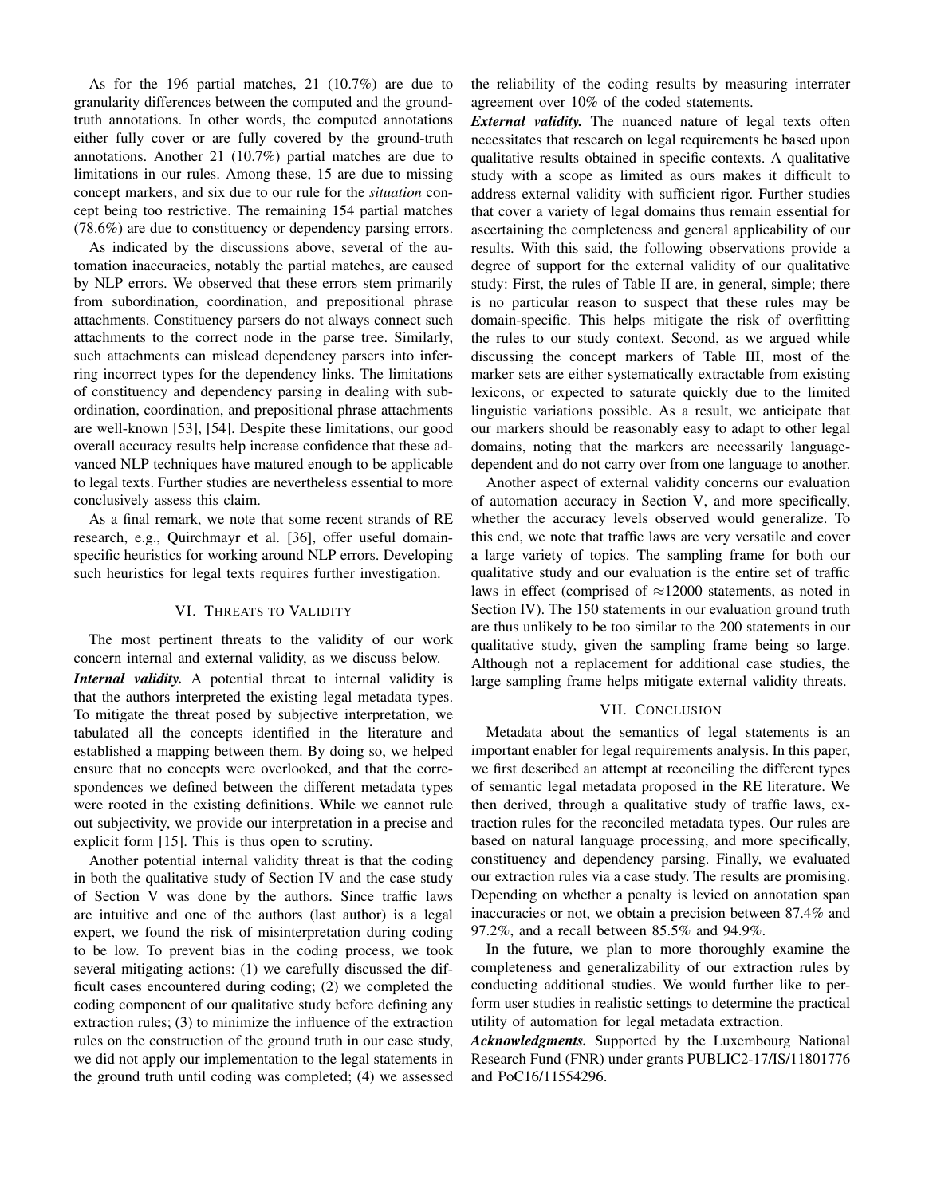As for the 196 partial matches, 21 (10.7%) are due to granularity differences between the computed and the ground-truth annotations. In other words, the computed annotations either fully cover or are fully covered by the ground-truth annotations. Another 21 (10.7%) partial matches are due to limitations in our rules. Among these, 15 are due to missing concept markers, and six due to our rule for the *situation* concept being too restrictive. The remaining 154 partial matches (78.6%) are due to constituency or dependency parsing errors.

As indicated by the discussions above, several of the automation inaccuracies, notably the partial matches, are caused by NLP errors. We observed that these errors stem primarily from subordination, coordination, and prepositional phrase attachments. Constituency parsers do not always connect such attachments to the correct node in the parse tree. Similarly, such attachments can mislead dependency parsers into inferring incorrect types for the dependency links. The limitations of constituency and dependency parsing in dealing with subordination, coordination, and prepositional phrase attachments are well-known [53], [54]. Despite these limitations, our good overall accuracy results help increase confidence that these advanced NLP techniques have matured enough to be applicable to legal texts. Further studies are nevertheless essential to more conclusively assess this claim.

As a final remark, we note that some recent strands of RE research, e.g., Quirchmayr et al. [36], offer useful domain-specific heuristics for working around NLP errors. Developing such heuristics for legal texts requires further investigation.

## VI. Threats to Validity

The most pertinent threats to the validity of our work concern internal and external validity, as we discuss below.

***Internal validity.*** A potential threat to internal validity is that the authors interpreted the existing legal metadata types. To mitigate the threat posed by subjective interpretation, we tabulated all the concepts identified in the literature and established a mapping between them. By doing so, we helped ensure that no concepts were overlooked, and that the correspondences we defined between the different metadata types were rooted in the existing definitions. While we cannot rule out subjectivity, we provide our interpretation in a precise and explicit form [15]. This is thus open to scrutiny.

Another potential internal validity threat is that the coding in both the qualitative study of Section IV and the case study of Section V was done by the authors. Since traffic laws are intuitive and one of the authors (last author) is a legal expert, we found the risk of misinterpretation during coding to be low. To prevent bias in the coding process, we took several mitigating actions: (1) we carefully discussed the difficult cases encountered during coding; (2) we completed the coding component of our qualitative study before defining any extraction rules; (3) to minimize the influence of the extraction rules on the construction of the ground truth in our case study, we did not apply our implementation to the legal statements in the ground truth until coding was completed; (4) we assessed the reliability of the coding results by measuring interrater agreement over 10% of the coded statements.

***External validity.*** The nuanced nature of legal texts often necessitates that research on legal requirements be based upon qualitative results obtained in specific contexts. A qualitative study with a scope as limited as ours makes it difficult to address external validity with sufficient rigor. Further studies that cover a variety of legal domains thus remain essential for ascertaining the completeness and general applicability of our results. With this said, the following observations provide a degree of support for the external validity of our qualitative study: First, the rules of Table II are, in general, simple; there is no particular reason to suspect that these rules may be domain-specific. This helps mitigate the risk of overfitting the rules to our study context. Second, as we argued while discussing the concept markers of Table III, most of the marker sets are either systematically extractable from existing lexicons, or expected to saturate quickly due to the limited linguistic variations possible. As a result, we anticipate that our markers should be reasonably easy to adapt to other legal domains, noting that the markers are necessarily language-dependent and do not carry over from one language to another.

Another aspect of external validity concerns our evaluation of automation accuracy in Section V, and more specifically, whether the accuracy levels observed would generalize. To this end, we note that traffic laws are very versatile and cover a large variety of topics. The sampling frame for both our qualitative study and our evaluation is the entire set of traffic laws in effect (comprised of $\approx$12000 statements, as noted in Section IV). The 150 statements in our evaluation ground truth are thus unlikely to be too similar to the 200 statements in our qualitative study, given the sampling frame being so large. Although not a replacement for additional case studies, the large sampling frame helps mitigate external validity threats.

## VII. Conclusion

Metadata about the semantics of legal statements is an important enabler for legal requirements analysis. In this paper, we first described an attempt at reconciling the different types of semantic legal metadata proposed in the RE literature. We then derived, through a qualitative study of traffic laws, extraction rules for the reconciled metadata types. Our rules are based on natural language processing, and more specifically, constituency and dependency parsing. Finally, we evaluated our extraction rules via a case study. The results are promising. Depending on whether a penalty is levied on annotation span inaccuracies or not, we obtain a precision between 87.4% and 97.2%, and a recall between 85.5% and 94.9%.

In the future, we plan to more thoroughly examine the completeness and generalizability of our extraction rules by conducting additional studies. We would further like to perform user studies in realistic settings to determine the practical utility of automation for legal metadata extraction.

***Acknowledgments.*** Supported by the Luxembourg National Research Fund (FNR) under grants PUBLIC2-17/IS/11801776 and PoC16/11554296.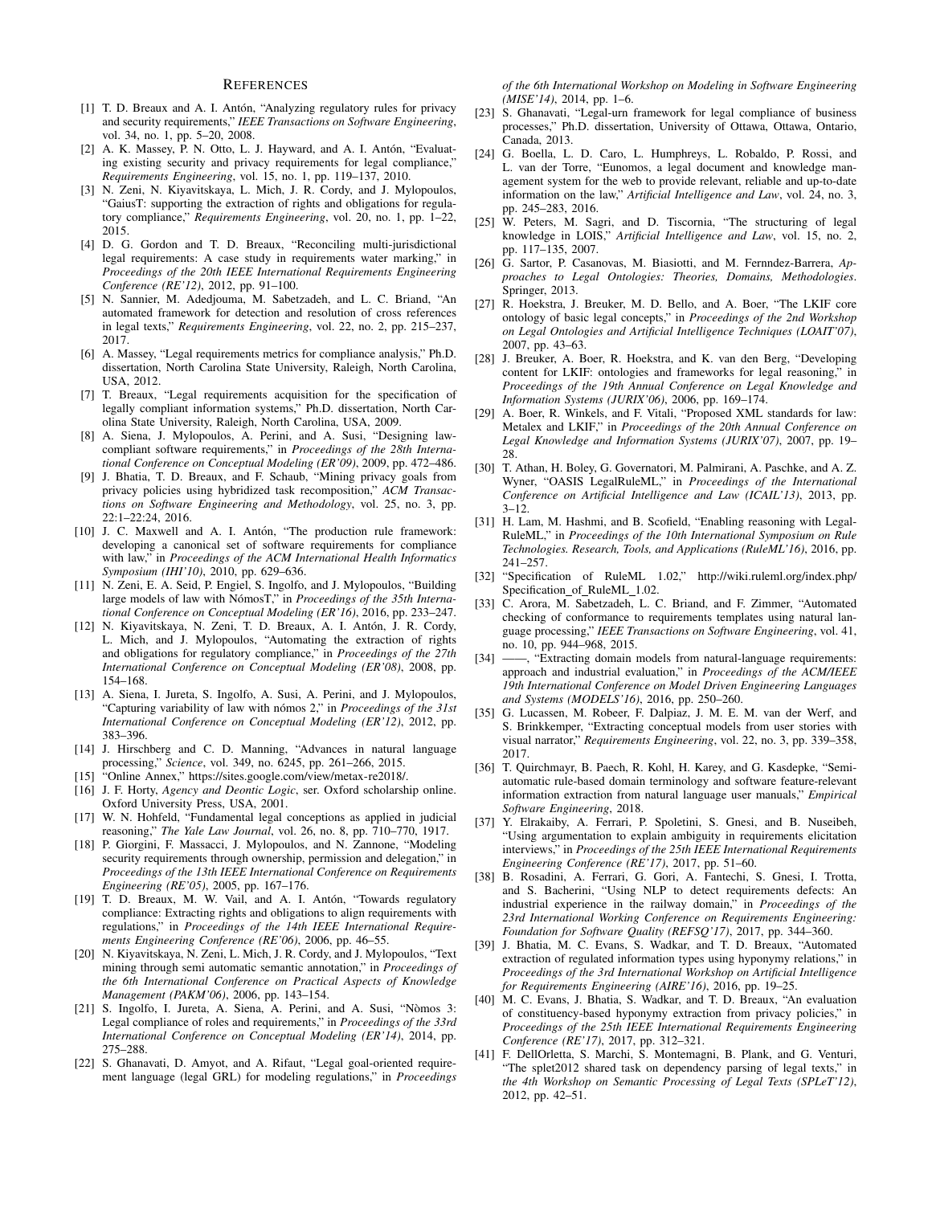## References

[1] T. D. Breaux and A. I. Antón, "Analyzing regulatory rules for privacy and security requirements," *IEEE Transactions on Software Engineering*, vol. 34, no. 1, pp. 5–20, 2008.

[2] A. K. Massey, P. N. Otto, L. J. Hayward, and A. I. Antón, "Evaluating existing security and privacy requirements for legal compliance," *Requirements Engineering*, vol. 15, no. 1, pp. 119–137, 2010.

[3] N. Zeni, N. Kiyavitskaya, L. Mich, J. R. Cordy, and J. Mylopoulos, "GaiusT: supporting the extraction of rights and obligations for regulatory compliance," *Requirements Engineering*, vol. 20, no. 1, pp. 1–22, 2015.

[4] D. G. Gordon and T. D. Breaux, "Reconciling multi-jurisdictional legal requirements: A case study in requirements water marking," in *Proceedings of the 20th IEEE International Requirements Engineering Conference (RE'12)*, 2012, pp. 91–100.

[5] N. Sannier, M. Adedjouma, M. Sabetzadeh, and L. C. Briand, "An automated framework for detection and resolution of cross references in legal texts," *Requirements Engineering*, vol. 22, no. 2, pp. 215–237, 2017.

[6] A. Massey, "Legal requirements metrics for compliance analysis," Ph.D. dissertation, North Carolina State University, Raleigh, North Carolina, USA, 2012.

[7] T. Breaux, "Legal requirements acquisition for the specification of legally compliant information systems," Ph.D. dissertation, North Carolina State University, Raleigh, North Carolina, USA, 2009.

[8] A. Siena, J. Mylopoulos, A. Perini, and A. Susi, "Designing law-compliant software requirements," in *Proceedings of the 28th International Conference on Conceptual Modeling (ER'09)*, 2009, pp. 472–486.

[9] J. Bhatia, T. D. Breaux, and F. Schaub, "Mining privacy goals from privacy policies using hybridized task recomposition," *ACM Transactions on Software Engineering and Methodology*, vol. 25, no. 3, pp. 22:1–22:24, 2016.

[10] J. C. Maxwell and A. I. Antón, "The production rule framework: developing a canonical set of software requirements for compliance with law," in *Proceedings of the ACM International Health Informatics Symposium (IHI'10)*, 2010, pp. 629–636.

[11] N. Zeni, E. A. Seid, P. Engiel, S. Ingolfo, and J. Mylopoulos, "Building large models of law with NómosT," in *Proceedings of the 35th International Conference on Conceptual Modeling (ER'16)*, 2016, pp. 233–247.

[12] N. Kiyavitskaya, N. Zeni, T. D. Breaux, A. I. Antón, J. R. Cordy, L. Mich, and J. Mylopoulos, "Automating the extraction of rights and obligations for regulatory compliance," in *Proceedings of the 27th International Conference on Conceptual Modeling (ER'08)*, 2008, pp. 154–168.

[13] A. Siena, I. Jureta, S. Ingolfo, A. Susi, A. Perini, and J. Mylopoulos, "Capturing variability of law with nómos 2," in *Proceedings of the 31st International Conference on Conceptual Modeling (ER'12)*, 2012, pp. 383–396.

[14] J. Hirschberg and C. D. Manning, "Advances in natural language processing," *Science*, vol. 349, no. 6245, pp. 261–266, 2015.

[15] "Online Annex," https://sites.google.com/view/metax-re2018/.

[16] J. F. Horty, *Agency and Deontic Logic*, ser. Oxford scholarship online. Oxford University Press, USA, 2001.

[17] W. N. Hohfeld, "Fundamental legal conceptions as applied in judicial reasoning," *The Yale Law Journal*, vol. 26, no. 8, pp. 710–770, 1917.

[18] P. Giorgini, F. Massacci, J. Mylopoulos, and N. Zannone, "Modeling security requirements through ownership, permission and delegation," in *Proceedings of the 13th IEEE International Conference on Requirements Engineering (RE'05)*, 2005, pp. 167–176.

[19] T. D. Breaux, M. W. Vail, and A. I. Antón, "Towards regulatory compliance: Extracting rights and obligations to align requirements with regulations," in *Proceedings of the 14th IEEE International Requirements Engineering Conference (RE'06)*, 2006, pp. 46–55.

[20] N. Kiyavitskaya, N. Zeni, L. Mich, J. R. Cordy, and J. Mylopoulos, "Text mining through semi automatic semantic annotation," in *Proceedings of the 6th International Conference on Practical Aspects of Knowledge Management (PAKM'06)*, 2006, pp. 143–154.

[21] S. Ingolfo, I. Jureta, A. Siena, A. Perini, and A. Susi, "Nòmos 3: Legal compliance of roles and requirements," in *Proceedings of the 33rd International Conference on Conceptual Modeling (ER'14)*, 2014, pp. 275–288.

[22] S. Ghanavati, D. Amyot, and A. Rifaut, "Legal goal-oriented requirement language (legal GRL) for modeling regulations," in *Proceedings of the 6th International Workshop on Modeling in Software Engineering (MISE'14)*, 2014, pp. 1–6.

[23] S. Ghanavati, "Legal-urn framework for legal compliance of business processes," Ph.D. dissertation, University of Ottawa, Ottawa, Ontario, Canada, 2013.

[24] G. Boella, L. D. Caro, L. Humphreys, L. Robaldo, P. Rossi, and L. van der Torre, "Eunomos, a legal document and knowledge management system for the web to provide relevant, reliable and up-to-date information on the law," *Artificial Intelligence and Law*, vol. 24, no. 3, pp. 245–283, 2016.

[25] W. Peters, M. Sagri, and D. Tiscornia, "The structuring of legal knowledge in LOIS," *Artificial Intelligence and Law*, vol. 15, no. 2, pp. 117–135, 2007.

[26] G. Sartor, P. Casanovas, M. Biasiotti, and M. Fernndez-Barrera, *Approaches to Legal Ontologies: Theories, Domains, Methodologies*. Springer, 2013.

[27] R. Hoekstra, J. Breuker, M. D. Bello, and A. Boer, "The LKIF core ontology of basic legal concepts," in *Proceedings of the 2nd Workshop on Legal Ontologies and Artificial Intelligence Techniques (LOAIT'07)*, 2007, pp. 43–63.

[28] J. Breuker, A. Boer, R. Hoekstra, and K. van den Berg, "Developing content for LKIF: ontologies and frameworks for legal reasoning," in *Proceedings of the 19th Annual Conference on Legal Knowledge and Information Systems (JURIX'06)*, 2006, pp. 169–174.

[29] A. Boer, R. Winkels, and F. Vitali, "Proposed XML standards for law: Metalex and LKIF," in *Proceedings of the 20th Annual Conference on Legal Knowledge and Information Systems (JURIX'07)*, 2007, pp. 19–28.

[30] T. Athan, H. Boley, G. Governatori, M. Palmirani, A. Paschke, and A. Z. Wyner, "OASIS LegalRuleML," in *Proceedings of the International Conference on Artificial Intelligence and Law (ICAIL'13)*, 2013, pp. 3–12.

[31] H. Lam, M. Hashmi, and B. Scofield, "Enabling reasoning with LegalRuleML," in *Proceedings of the 10th International Symposium on Rule Technologies. Research, Tools, and Applications (RuleML'16)*, 2016, pp. 241–257.

[32] "Specification of RuleML 1.02," http://wiki.ruleml.org/index.php/Specification_of_RuleML_1.02.

[33] C. Arora, M. Sabetzadeh, L. C. Briand, and F. Zimmer, "Automated checking of conformance to requirements templates using natural language processing," *IEEE Transactions on Software Engineering*, vol. 41, no. 10, pp. 944–968, 2015.

[34] ——, "Extracting domain models from natural-language requirements: approach and industrial evaluation," in *Proceedings of the ACM/IEEE 19th International Conference on Model Driven Engineering Languages and Systems (MODELS'16)*, 2016, pp. 250–260.

[35] G. Lucassen, M. Robeer, F. Dalpiaz, J. M. E. M. van der Werf, and S. Brinkkemper, "Extracting conceptual models from user stories with visual narrator," *Requirements Engineering*, vol. 22, no. 3, pp. 339–358, 2017.

[36] T. Quirchmayr, B. Paech, R. Kohl, H. Karey, and G. Kasdepke, "Semi-automatic rule-based domain terminology and software feature-relevant information extraction from natural language user manuals," *Empirical Software Engineering*, 2018.

[37] Y. Elrakaiby, A. Ferrari, P. Spoletini, S. Gnesi, and B. Nuseibeh, "Using argumentation to explain ambiguity in requirements elicitation interviews," in *Proceedings of the 25th IEEE International Requirements Engineering Conference (RE'17)*, 2017, pp. 51–60.

[38] B. Rosadini, A. Ferrari, G. Gori, A. Fantechi, S. Gnesi, I. Trotta, and S. Bacherini, "Using NLP to detect requirements defects: An industrial experience in the railway domain," in *Proceedings of the 23rd International Working Conference on Requirements Engineering: Foundation for Software Quality (REFSQ'17)*, 2017, pp. 344–360.

[39] J. Bhatia, M. C. Evans, S. Wadkar, and T. D. Breaux, "Automated extraction of regulated information types using hyponymy relations," in *Proceedings of the 3rd International Workshop on Artificial Intelligence for Requirements Engineering (AIRE'16)*, 2016, pp. 19–25.

[40] M. C. Evans, J. Bhatia, S. Wadkar, and T. D. Breaux, "An evaluation of constituency-based hyponymy extraction from privacy policies," in *Proceedings of the 25th IEEE International Requirements Engineering Conference (RE'17)*, 2017, pp. 312–321.

[41] F. DellOrletta, S. Marchi, S. Montemagni, B. Plank, and G. Venturi, "The splet2012 shared task on dependency parsing of legal texts," in *the 4th Workshop on Semantic Processing of Legal Texts (SPLeT'12)*, 2012, pp. 42–51.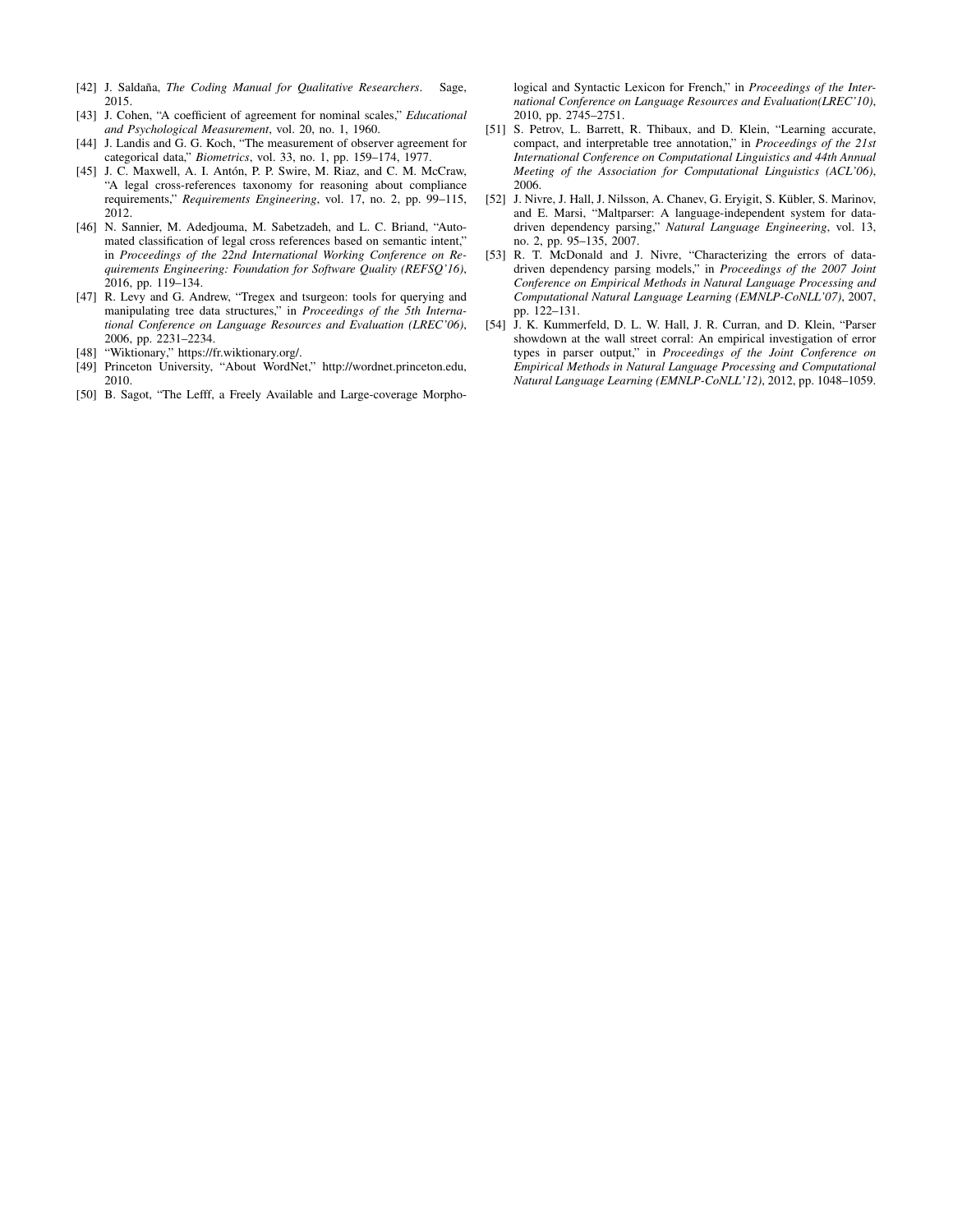[42] J. Saldaña, *The Coding Manual for Qualitative Researchers*. Sage, 2015.

[43] J. Cohen, "A coefficient of agreement for nominal scales," *Educational and Psychological Measurement*, vol. 20, no. 1, 1960.

[44] J. Landis and G. G. Koch, "The measurement of observer agreement for categorical data," *Biometrics*, vol. 33, no. 1, pp. 159–174, 1977.

[45] J. C. Maxwell, A. I. Antón, P. P. Swire, M. Riaz, and C. M. McCraw, "A legal cross-references taxonomy for reasoning about compliance requirements," *Requirements Engineering*, vol. 17, no. 2, pp. 99–115, 2012.

[46] N. Sannier, M. Adedjouma, M. Sabetzadeh, and L. C. Briand, "Automated classification of legal cross references based on semantic intent," in *Proceedings of the 22nd International Working Conference on Requirements Engineering: Foundation for Software Quality (REFSQ'16)*, 2016, pp. 119–134.

[47] R. Levy and G. Andrew, "Tregex and tsurgeon: tools for querying and manipulating tree data structures," in *Proceedings of the 5th International Conference on Language Resources and Evaluation (LREC'06)*, 2006, pp. 2231–2234.

[48] "Wiktionary," https://fr.wiktionary.org/.

[49] Princeton University, "About WordNet," http://wordnet.princeton.edu, 2010.

[50] B. Sagot, "The Lefff, a Freely Available and Large-coverage Morphological and Syntactic Lexicon for French," in *Proceedings of the International Conference on Language Resources and Evaluation(LREC'10)*, 2010, pp. 2745–2751.

[51] S. Petrov, L. Barrett, R. Thibaux, and D. Klein, "Learning accurate, compact, and interpretable tree annotation," in *Proceedings of the 21st International Conference on Computational Linguistics and 44th Annual Meeting of the Association for Computational Linguistics (ACL'06)*, 2006.

[52] J. Nivre, J. Hall, J. Nilsson, A. Chanev, G. Eryigit, S. Kübler, S. Marinov, and E. Marsi, "Maltparser: A language-independent system for data-driven dependency parsing," *Natural Language Engineering*, vol. 13, no. 2, pp. 95–135, 2007.

[53] R. T. McDonald and J. Nivre, "Characterizing the errors of data-driven dependency parsing models," in *Proceedings of the 2007 Joint Conference on Empirical Methods in Natural Language Processing and Computational Natural Language Learning (EMNLP-CoNLL'07)*, 2007, pp. 122–131.

[54] J. K. Kummerfeld, D. L. W. Hall, J. R. Curran, and D. Klein, "Parser showdown at the wall street corral: An empirical investigation of error types in parser output," in *Proceedings of the Joint Conference on Empirical Methods in Natural Language Processing and Computational Natural Language Learning (EMNLP-CoNLL'12)*, 2012, pp. 1048–1059.